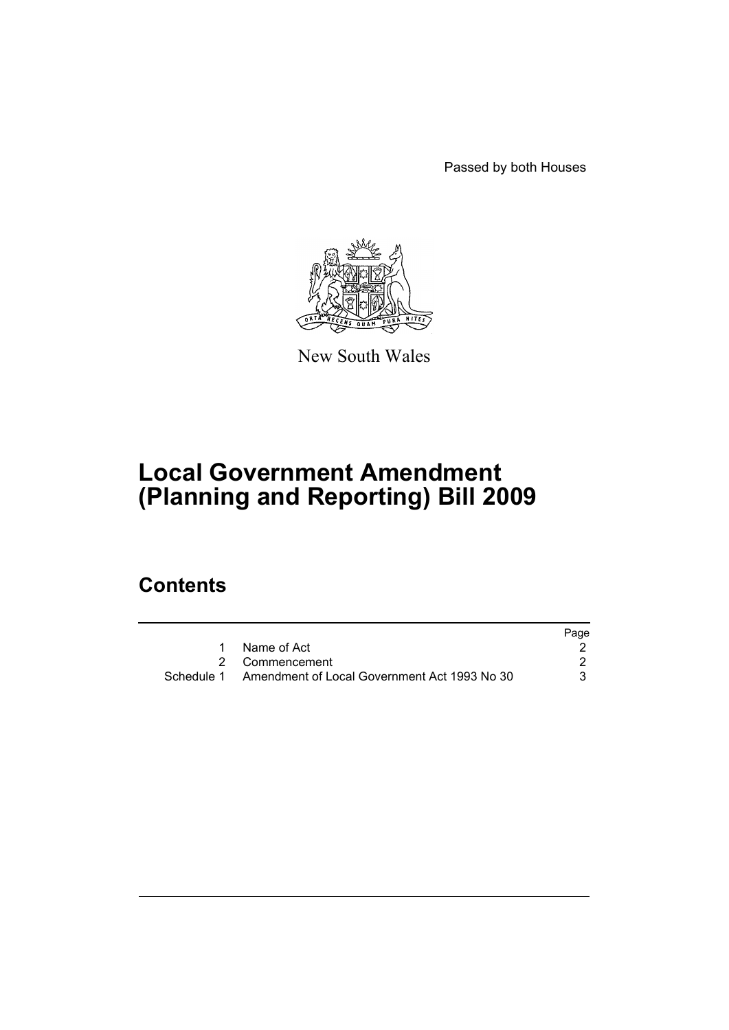Passed by both Houses

New South Wales

# Local Government Amendment (Planning and Reporting) Bill 2009

## Contents

| | | Page |
|---|---|---|
| 1 | Name of Act | 2 |
| 2 | Commencement | 2 |
| Schedule 1 | Amendment of Local Government Act 1993 No 30 | 3 |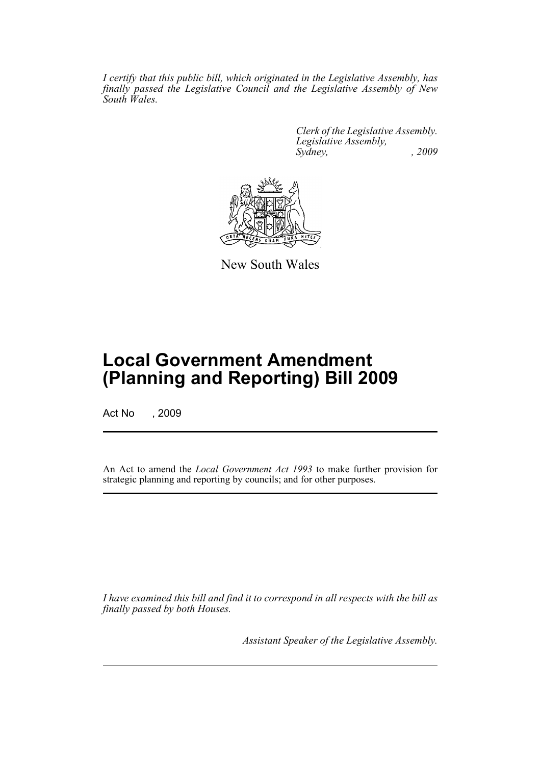*I certify that this public bill, which originated in the Legislative Assembly, has finally passed the Legislative Council and the Legislative Assembly of New South Wales.*

*Clerk of the Legislative Assembly.*
*Legislative Assembly,*
*Sydney, , 2009*

New South Wales

# Local Government Amendment (Planning and Reporting) Bill 2009

Act No , 2009

An Act to amend the *Local Government Act 1993* to make further provision for strategic planning and reporting by councils; and for other purposes.

*I have examined this bill and find it to correspond in all respects with the bill as finally passed by both Houses.*

*Assistant Speaker of the Legislative Assembly.*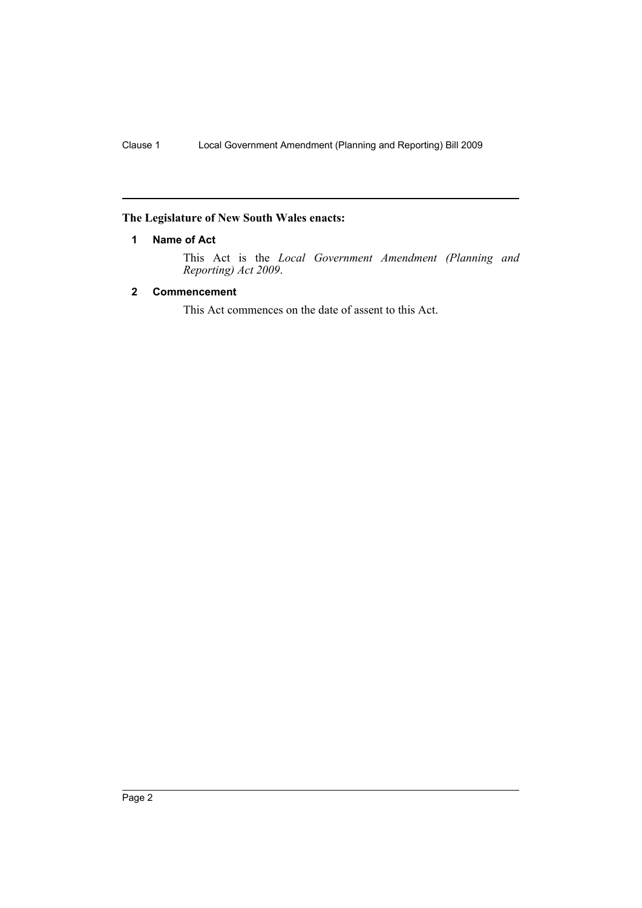## The Legislature of New South Wales enacts:

### 1 Name of Act

This Act is the *Local Government Amendment (Planning and Reporting) Act 2009*.

### 2 Commencement

This Act commences on the date of assent to this Act.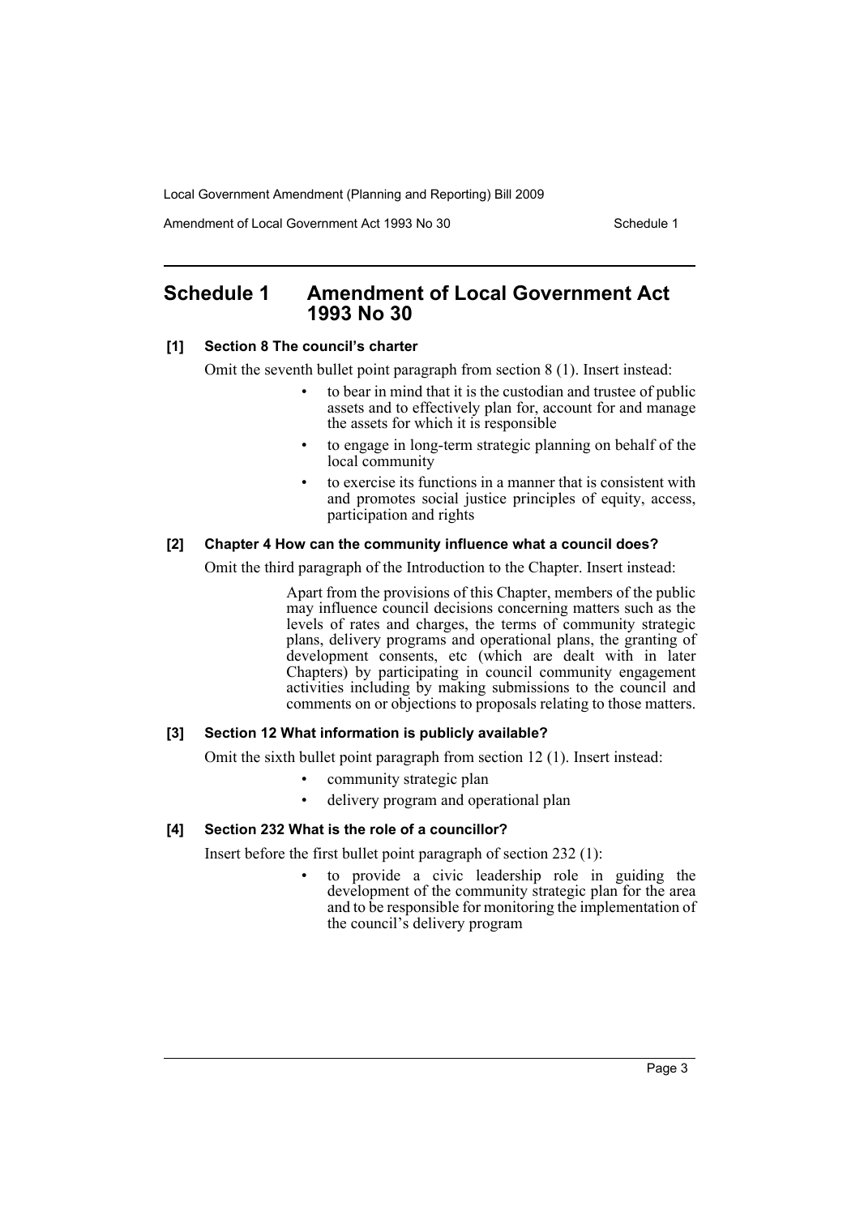# Schedule 1 Amendment of Local Government Act 1993 No 30

**[1] Section 8 The council's charter**

Omit the seventh bullet point paragraph from section 8 (1). Insert instead:

- to bear in mind that it is the custodian and trustee of public assets and to effectively plan for, account for and manage the assets for which it is responsible
- to engage in long-term strategic planning on behalf of the local community
- to exercise its functions in a manner that is consistent with and promotes social justice principles of equity, access, participation and rights

**[2] Chapter 4 How can the community influence what a council does?**

Omit the third paragraph of the Introduction to the Chapter. Insert instead:

> Apart from the provisions of this Chapter, members of the public may influence council decisions concerning matters such as the levels of rates and charges, the terms of community strategic plans, delivery programs and operational plans, the granting of development consents, etc (which are dealt with in later Chapters) by participating in council community engagement activities including by making submissions to the council and comments on or objections to proposals relating to those matters.

**[3] Section 12 What information is publicly available?**

Omit the sixth bullet point paragraph from section 12 (1). Insert instead:

- community strategic plan
- delivery program and operational plan

**[4] Section 232 What is the role of a councillor?**

Insert before the first bullet point paragraph of section 232 (1):

- to provide a civic leadership role in guiding the development of the community strategic plan for the area and to be responsible for monitoring the implementation of the council's delivery program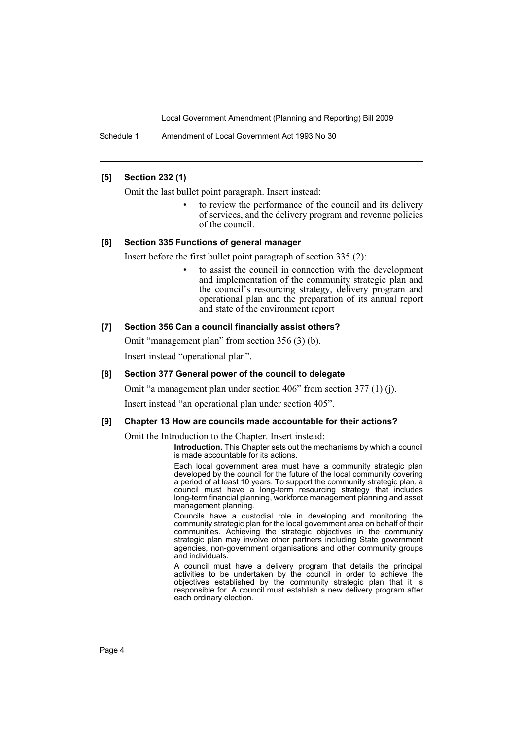### [5] Section 232 (1)

Omit the last bullet point paragraph. Insert instead:

- to review the performance of the council and its delivery of services, and the delivery program and revenue policies of the council.

### [6] Section 335 Functions of general manager

Insert before the first bullet point paragraph of section 335 (2):

- to assist the council in connection with the development and implementation of the community strategic plan and the council's resourcing strategy, delivery program and operational plan and the preparation of its annual report and state of the environment report

### [7] Section 356 Can a council financially assist others?

Omit "management plan" from section 356 (3) (b).

Insert instead "operational plan".

### [8] Section 377 General power of the council to delegate

Omit "a management plan under section 406" from section 377 (1) (j).

Insert instead "an operational plan under section 405".

### [9] Chapter 13 How are councils made accountable for their actions?

Omit the Introduction to the Chapter. Insert instead:

**Introduction.** This Chapter sets out the mechanisms by which a council is made accountable for its actions.

Each local government area must have a community strategic plan developed by the council for the future of the local community covering a period of at least 10 years. To support the community strategic plan, a council must have a long-term resourcing strategy that includes long-term financial planning, workforce management planning and asset management planning.

Councils have a custodial role in developing and monitoring the community strategic plan for the local government area on behalf of their communities. Achieving the strategic objectives in the community strategic plan may involve other partners including State government agencies, non-government organisations and other community groups and individuals.

A council must have a delivery program that details the principal activities to be undertaken by the council in order to achieve the objectives established by the community strategic plan that it is responsible for. A council must establish a new delivery program after each ordinary election.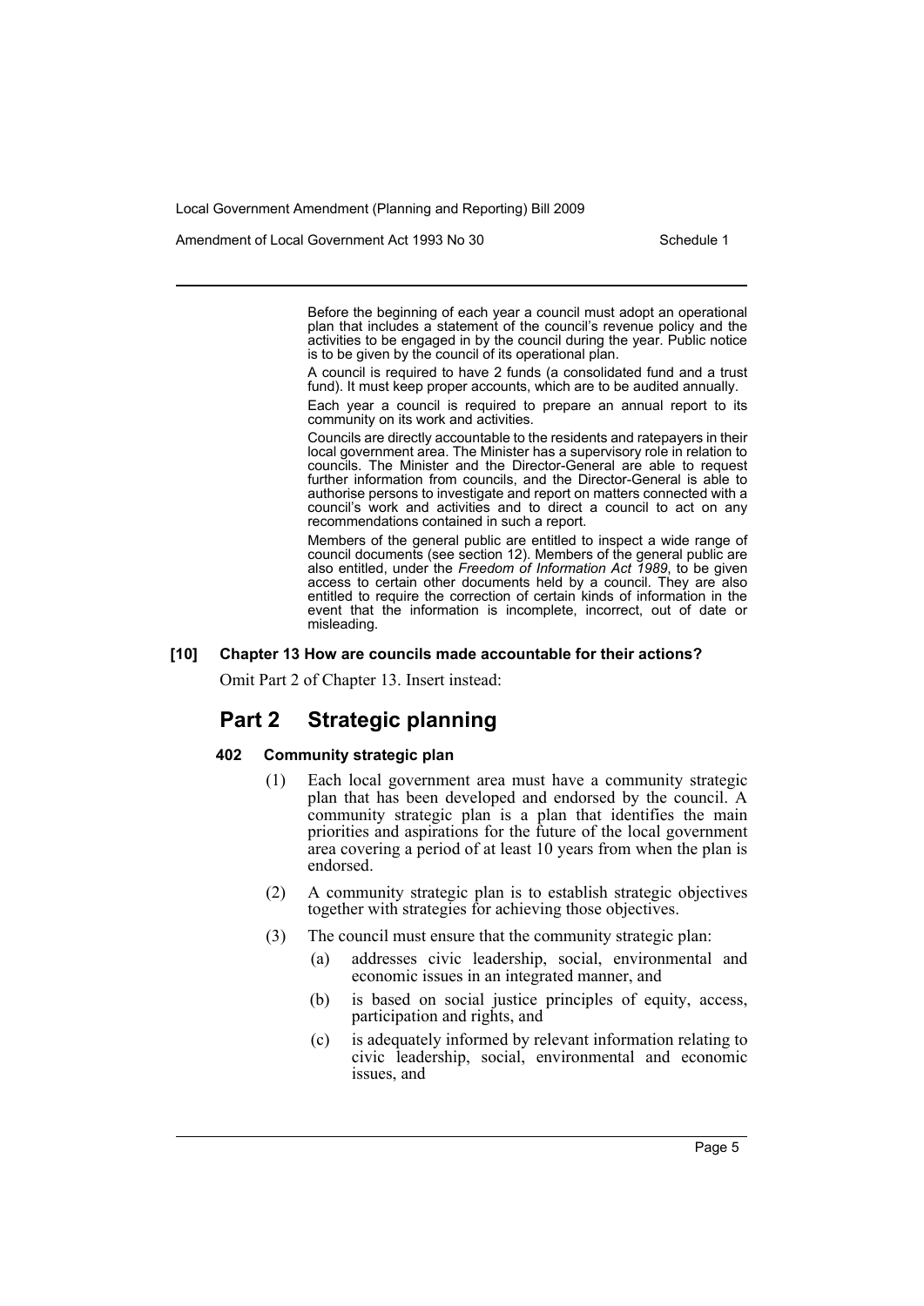Before the beginning of each year a council must adopt an operational plan that includes a statement of the council's revenue policy and the activities to be engaged in by the council during the year. Public notice is to be given by the council of its operational plan.

A council is required to have 2 funds (a consolidated fund and a trust fund). It must keep proper accounts, which are to be audited annually.

Each year a council is required to prepare an annual report to its community on its work and activities.

Councils are directly accountable to the residents and ratepayers in their local government area. The Minister has a supervisory role in relation to councils. The Minister and the Director-General are able to request further information from councils, and the Director-General is able to authorise persons to investigate and report on matters connected with a council's work and activities and to direct a council to act on any recommendations contained in such a report.

Members of the general public are entitled to inspect a wide range of council documents (see section 12). Members of the general public are also entitled, under the *Freedom of Information Act 1989*, to be given access to certain other documents held by a council. They are also entitled to require the correction of certain kinds of information in the event that the information is incomplete, incorrect, out of date or misleading.

**[10] Chapter 13 How are councils made accountable for their actions?**

Omit Part 2 of Chapter 13. Insert instead:

## Part 2 Strategic planning

### 402 Community strategic plan

(1) Each local government area must have a community strategic plan that has been developed and endorsed by the council. A community strategic plan is a plan that identifies the main priorities and aspirations for the future of the local government area covering a period of at least 10 years from when the plan is endorsed.

(2) A community strategic plan is to establish strategic objectives together with strategies for achieving those objectives.

(3) The council must ensure that the community strategic plan:

- (a) addresses civic leadership, social, environmental and economic issues in an integrated manner, and
- (b) is based on social justice principles of equity, access, participation and rights, and
- (c) is adequately informed by relevant information relating to civic leadership, social, environmental and economic issues, and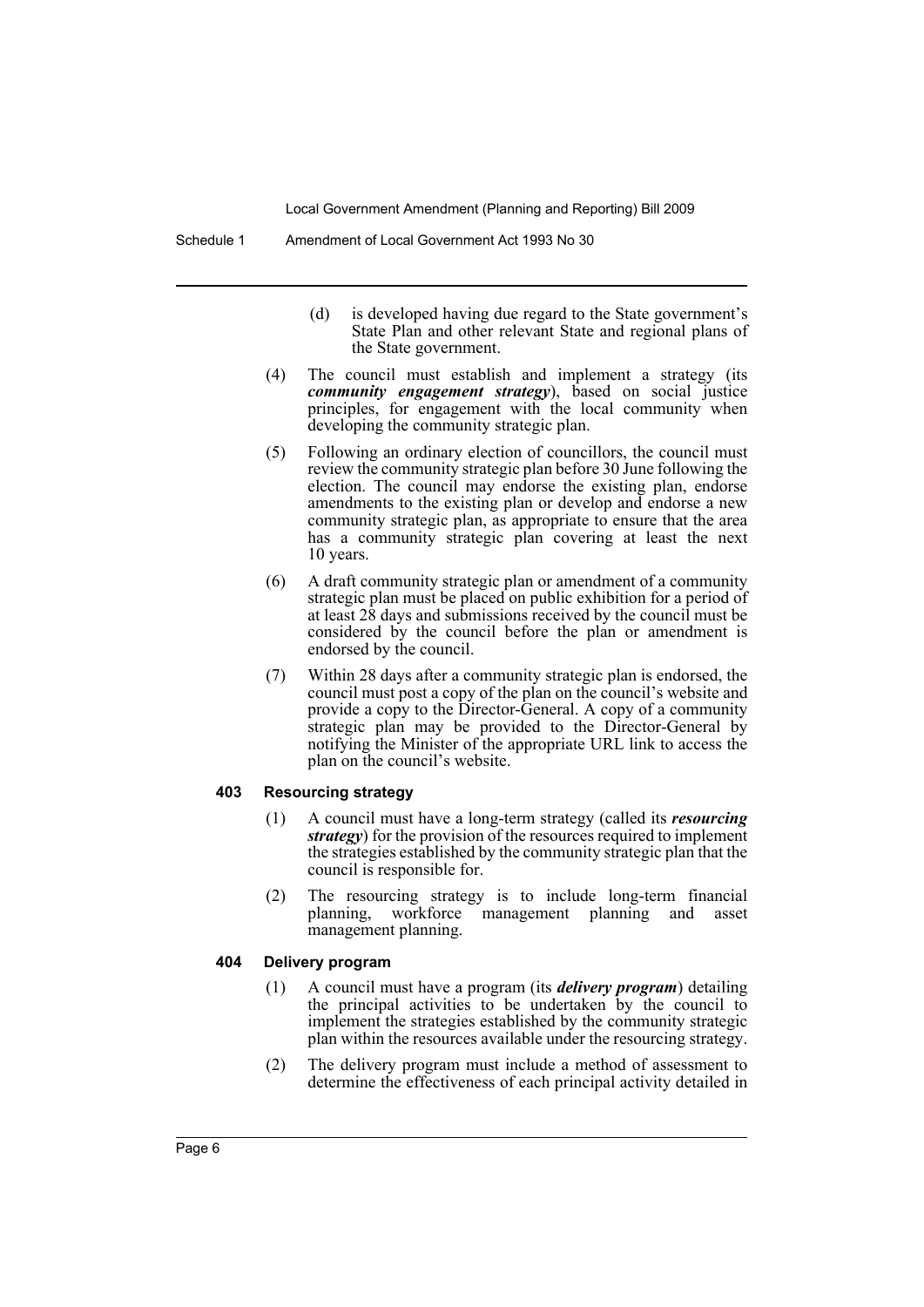(d) is developed having due regard to the State government's State Plan and other relevant State and regional plans of the State government.

(4) The council must establish and implement a strategy (its ***community engagement strategy***), based on social justice principles, for engagement with the local community when developing the community strategic plan.

(5) Following an ordinary election of councillors, the council must review the community strategic plan before 30 June following the election. The council may endorse the existing plan, endorse amendments to the existing plan or develop and endorse a new community strategic plan, as appropriate to ensure that the area has a community strategic plan covering at least the next 10 years.

(6) A draft community strategic plan or amendment of a community strategic plan must be placed on public exhibition for a period of at least 28 days and submissions received by the council must be considered by the council before the plan or amendment is endorsed by the council.

(7) Within 28 days after a community strategic plan is endorsed, the council must post a copy of the plan on the council's website and provide a copy to the Director-General. A copy of a community strategic plan may be provided to the Director-General by notifying the Minister of the appropriate URL link to access the plan on the council's website.

**403 Resourcing strategy**

(1) A council must have a long-term strategy (called its ***resourcing strategy***) for the provision of the resources required to implement the strategies established by the community strategic plan that the council is responsible for.

(2) The resourcing strategy is to include long-term financial planning, workforce management planning and asset management planning.

**404 Delivery program**

(1) A council must have a program (its ***delivery program***) detailing the principal activities to be undertaken by the council to implement the strategies established by the community strategic plan within the resources available under the resourcing strategy.

(2) The delivery program must include a method of assessment to determine the effectiveness of each principal activity detailed in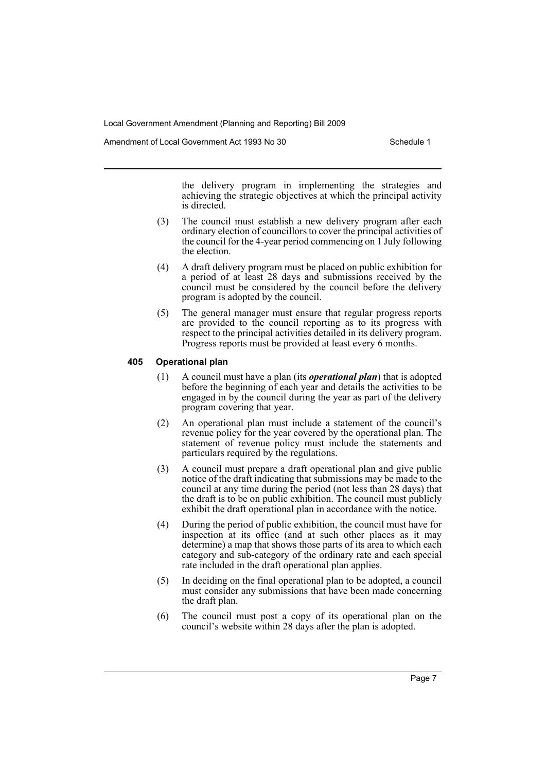the delivery program in implementing the strategies and achieving the strategic objectives at which the principal activity is directed.

(3) The council must establish a new delivery program after each ordinary election of councillors to cover the principal activities of the council for the 4-year period commencing on 1 July following the election.

(4) A draft delivery program must be placed on public exhibition for a period of at least 28 days and submissions received by the council must be considered by the council before the delivery program is adopted by the council.

(5) The general manager must ensure that regular progress reports are provided to the council reporting as to its progress with respect to the principal activities detailed in its delivery program. Progress reports must be provided at least every 6 months.

### 405 Operational plan

(1) A council must have a plan (its ***operational plan***) that is adopted before the beginning of each year and details the activities to be engaged in by the council during the year as part of the delivery program covering that year.

(2) An operational plan must include a statement of the council's revenue policy for the year covered by the operational plan. The statement of revenue policy must include the statements and particulars required by the regulations.

(3) A council must prepare a draft operational plan and give public notice of the draft indicating that submissions may be made to the council at any time during the period (not less than 28 days) that the draft is to be on public exhibition. The council must publicly exhibit the draft operational plan in accordance with the notice.

(4) During the period of public exhibition, the council must have for inspection at its office (and at such other places as it may determine) a map that shows those parts of its area to which each category and sub-category of the ordinary rate and each special rate included in the draft operational plan applies.

(5) In deciding on the final operational plan to be adopted, a council must consider any submissions that have been made concerning the draft plan.

(6) The council must post a copy of its operational plan on the council's website within 28 days after the plan is adopted.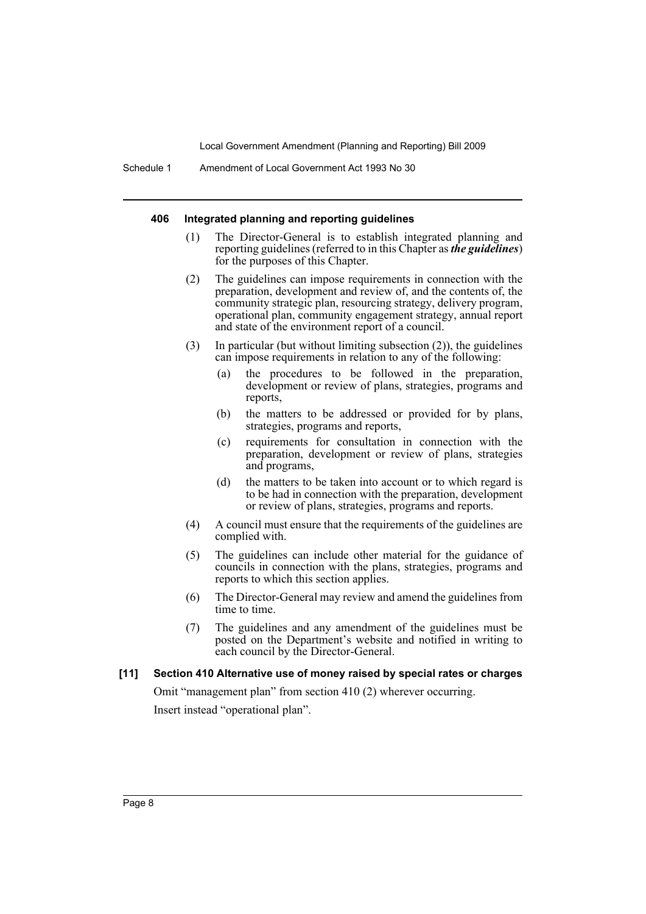#### 406 Integrated planning and reporting guidelines

(1) The Director-General is to establish integrated planning and reporting guidelines (referred to in this Chapter as ***the guidelines***) for the purposes of this Chapter.

(2) The guidelines can impose requirements in connection with the preparation, development and review of, and the contents of, the community strategic plan, resourcing strategy, delivery program, operational plan, community engagement strategy, annual report and state of the environment report of a council.

(3) In particular (but without limiting subsection (2)), the guidelines can impose requirements in relation to any of the following:

- (a) the procedures to be followed in the preparation, development or review of plans, strategies, programs and reports,
- (b) the matters to be addressed or provided for by plans, strategies, programs and reports,
- (c) requirements for consultation in connection with the preparation, development or review of plans, strategies and programs,
- (d) the matters to be taken into account or to which regard is to be had in connection with the preparation, development or review of plans, strategies, programs and reports.

(4) A council must ensure that the requirements of the guidelines are complied with.

(5) The guidelines can include other material for the guidance of councils in connection with the plans, strategies, programs and reports to which this section applies.

(6) The Director-General may review and amend the guidelines from time to time.

(7) The guidelines and any amendment of the guidelines must be posted on the Department's website and notified in writing to each council by the Director-General.

#### [11] Section 410 Alternative use of money raised by special rates or charges

Omit "management plan" from section 410 (2) wherever occurring.

Insert instead "operational plan".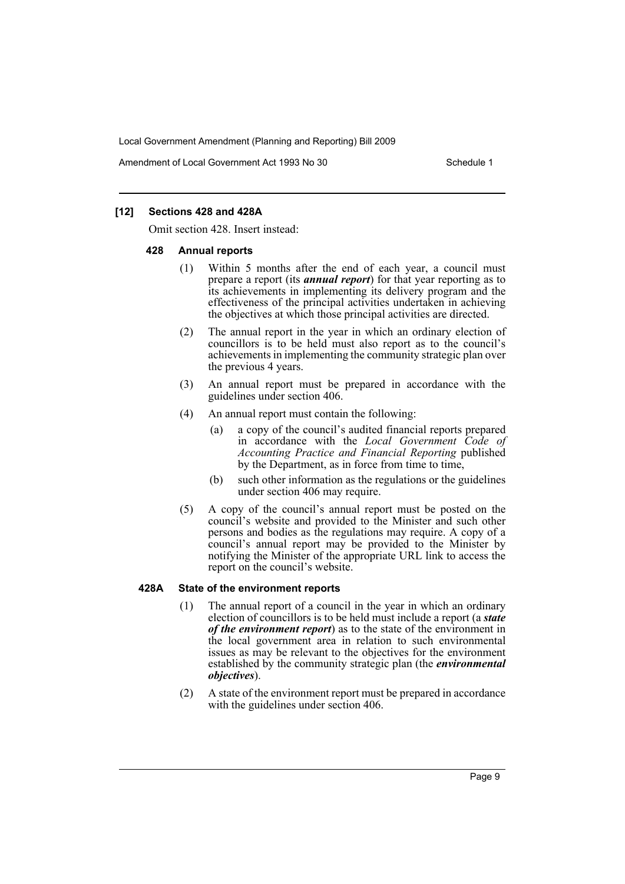### [12] Sections 428 and 428A

Omit section 428. Insert instead:

#### 428 Annual reports

(1) Within 5 months after the end of each year, a council must prepare a report (its ***annual report***) for that year reporting as to its achievements in implementing its delivery program and the effectiveness of the principal activities undertaken in achieving the objectives at which those principal activities are directed.

(2) The annual report in the year in which an ordinary election of councillors is to be held must also report as to the council's achievements in implementing the community strategic plan over the previous 4 years.

(3) An annual report must be prepared in accordance with the guidelines under section 406.

(4) An annual report must contain the following:

(a) a copy of the council's audited financial reports prepared in accordance with the *Local Government Code of Accounting Practice and Financial Reporting* published by the Department, as in force from time to time,

(b) such other information as the regulations or the guidelines under section 406 may require.

(5) A copy of the council's annual report must be posted on the council's website and provided to the Minister and such other persons and bodies as the regulations may require. A copy of a council's annual report may be provided to the Minister by notifying the Minister of the appropriate URL link to access the report on the council's website.

#### 428A State of the environment reports

(1) The annual report of a council in the year in which an ordinary election of councillors is to be held must include a report (a ***state of the environment report***) as to the state of the environment in the local government area in relation to such environmental issues as may be relevant to the objectives for the environment established by the community strategic plan (the ***environmental objectives***).

(2) A state of the environment report must be prepared in accordance with the guidelines under section 406.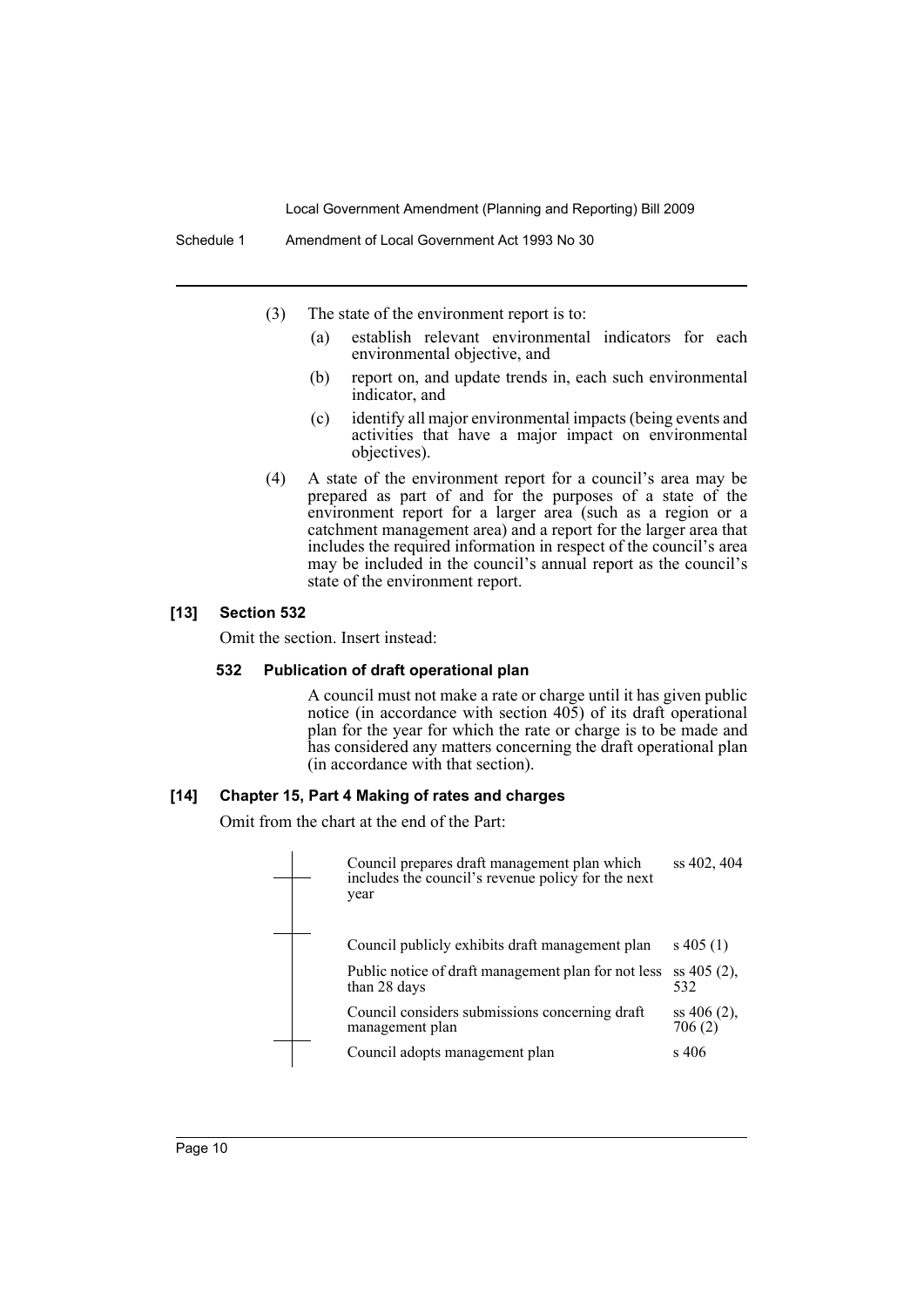(3) The state of the environment report is to:

(a) establish relevant environmental indicators for each environmental objective, and

(b) report on, and update trends in, each such environmental indicator, and

(c) identify all major environmental impacts (being events and activities that have a major impact on environmental objectives).

(4) A state of the environment report for a council's area may be prepared as part of and for the purposes of a state of the environment report for a larger area (such as a region or a catchment management area) and a report for the larger area that includes the required information in respect of the council's area may be included in the council's annual report as the council's state of the environment report.

#### [13] Section 532

Omit the section. Insert instead:

##### 532 Publication of draft operational plan

A council must not make a rate or charge until it has given public notice (in accordance with section 405) of its draft operational plan for the year for which the rate or charge is to be made and has considered any matters concerning the draft operational plan (in accordance with that section).

#### [14] Chapter 15, Part 4 Making of rates and charges

Omit from the chart at the end of the Part:

| | |
|---|---|
| Council prepares draft management plan which includes the council's revenue policy for the next year | ss 402, 404 |
| Council publicly exhibits draft management plan | s 405 (1) |
| Public notice of draft management plan for not less than 28 days | ss 405 (2), 532 |
| Council considers submissions concerning draft management plan | ss 406 (2), 706 (2) |
| Council adopts management plan | s 406 |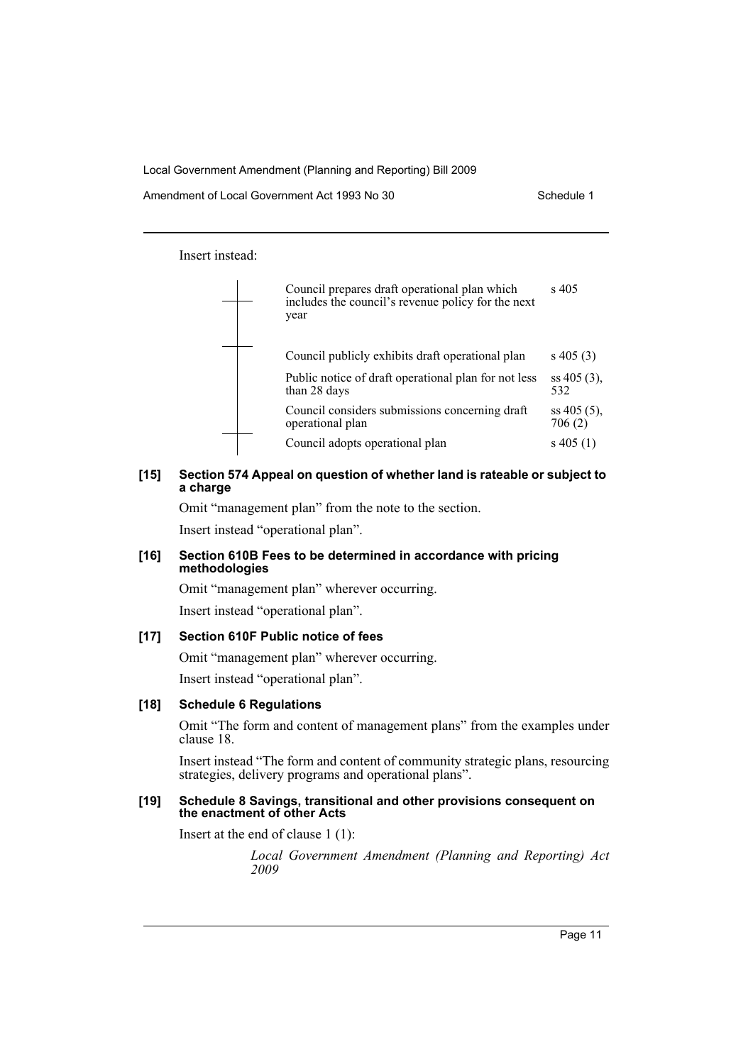Insert instead:

| Step | Section |
| --- | --- |
| Council prepares draft operational plan which includes the council's revenue policy for the next year | s 405 |
| Council publicly exhibits draft operational plan | s 405 (3) |
| Public notice of draft operational plan for not less than 28 days | ss 405 (3), 532 |
| Council considers submissions concerning draft operational plan | ss 405 (5), 706 (2) |
| Council adopts operational plan | s 405 (1) |

#### [15] Section 574 Appeal on question of whether land is rateable or subject to a charge

Omit "management plan" from the note to the section.

Insert instead "operational plan".

#### [16] Section 610B Fees to be determined in accordance with pricing methodologies

Omit "management plan" wherever occurring.

Insert instead "operational plan".

#### [17] Section 610F Public notice of fees

Omit "management plan" wherever occurring.

Insert instead "operational plan".

#### [18] Schedule 6 Regulations

Omit "The form and content of management plans" from the examples under clause 18.

Insert instead "The form and content of community strategic plans, resourcing strategies, delivery programs and operational plans".

#### [19] Schedule 8 Savings, transitional and other provisions consequent on the enactment of other Acts

Insert at the end of clause 1 (1):

*Local Government Amendment (Planning and Reporting) Act 2009*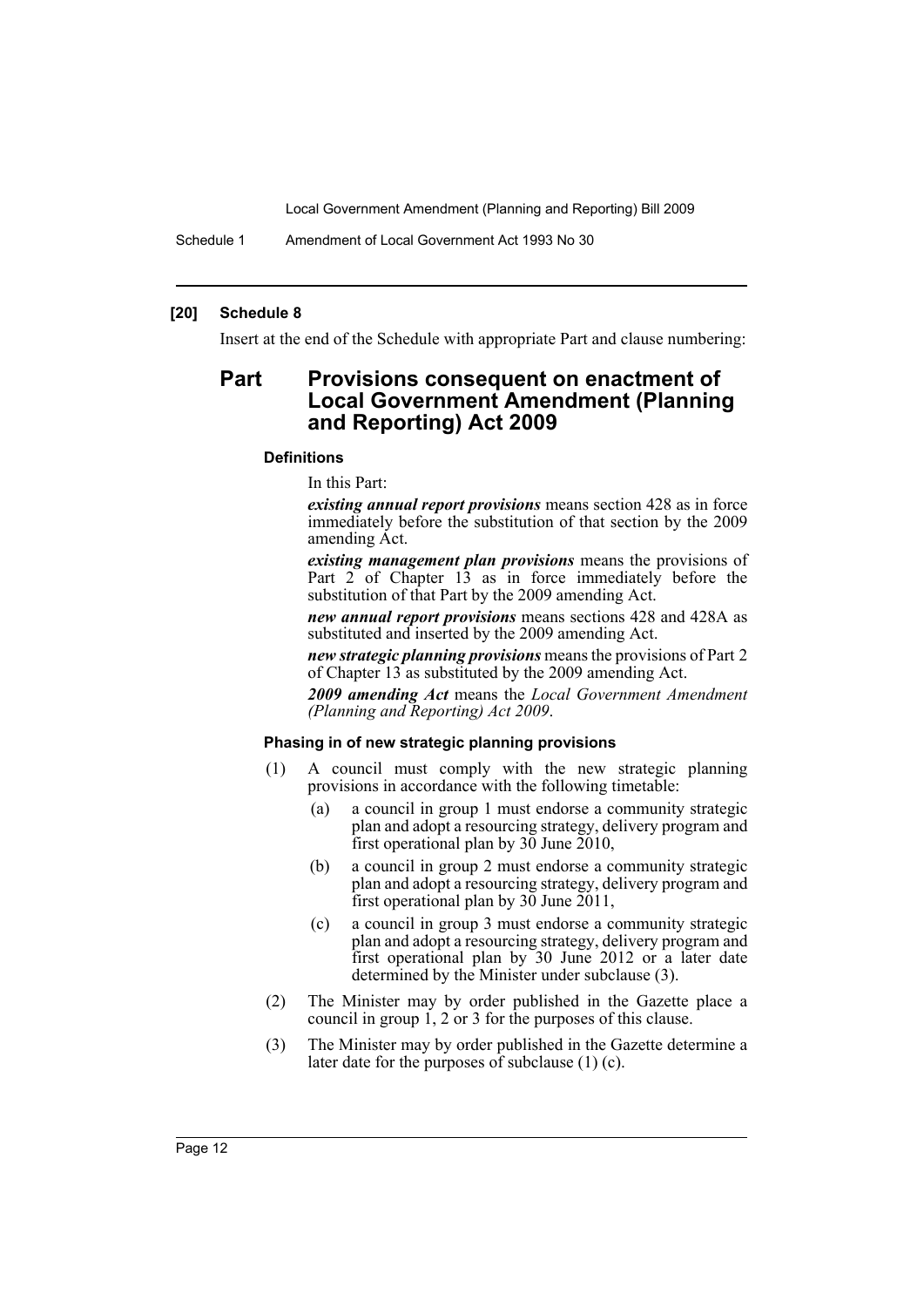### [20] Schedule 8

Insert at the end of the Schedule with appropriate Part and clause numbering:

## Part Provisions consequent on enactment of Local Government Amendment (Planning and Reporting) Act 2009

#### Definitions

In this Part:

***existing annual report provisions*** means section 428 as in force immediately before the substitution of that section by the 2009 amending Act.

***existing management plan provisions*** means the provisions of Part 2 of Chapter 13 as in force immediately before the substitution of that Part by the 2009 amending Act.

***new annual report provisions*** means sections 428 and 428A as substituted and inserted by the 2009 amending Act.

***new strategic planning provisions*** means the provisions of Part 2 of Chapter 13 as substituted by the 2009 amending Act.

***2009 amending Act*** means the *Local Government Amendment (Planning and Reporting) Act 2009*.

#### Phasing in of new strategic planning provisions

(1) A council must comply with the new strategic planning provisions in accordance with the following timetable:

   (a) a council in group 1 must endorse a community strategic plan and adopt a resourcing strategy, delivery program and first operational plan by 30 June 2010,

   (b) a council in group 2 must endorse a community strategic plan and adopt a resourcing strategy, delivery program and first operational plan by 30 June 2011,

   (c) a council in group 3 must endorse a community strategic plan and adopt a resourcing strategy, delivery program and first operational plan by 30 June 2012 or a later date determined by the Minister under subclause (3).

(2) The Minister may by order published in the Gazette place a council in group 1, 2 or 3 for the purposes of this clause.

(3) The Minister may by order published in the Gazette determine a later date for the purposes of subclause (1) (c).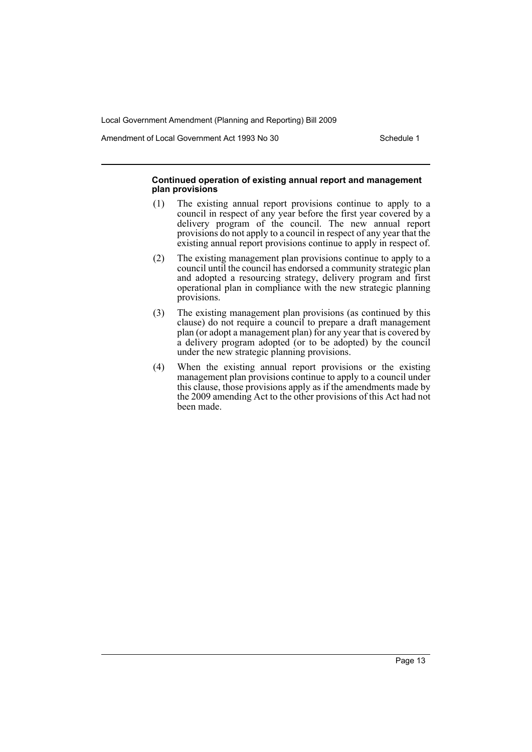**Continued operation of existing annual report and management plan provisions**

(1) The existing annual report provisions continue to apply to a council in respect of any year before the first year covered by a delivery program of the council. The new annual report provisions do not apply to a council in respect of any year that the existing annual report provisions continue to apply in respect of.

(2) The existing management plan provisions continue to apply to a council until the council has endorsed a community strategic plan and adopted a resourcing strategy, delivery program and first operational plan in compliance with the new strategic planning provisions.

(3) The existing management plan provisions (as continued by this clause) do not require a council to prepare a draft management plan (or adopt a management plan) for any year that is covered by a delivery program adopted (or to be adopted) by the council under the new strategic planning provisions.

(4) When the existing annual report provisions or the existing management plan provisions continue to apply to a council under this clause, those provisions apply as if the amendments made by the 2009 amending Act to the other provisions of this Act had not been made.